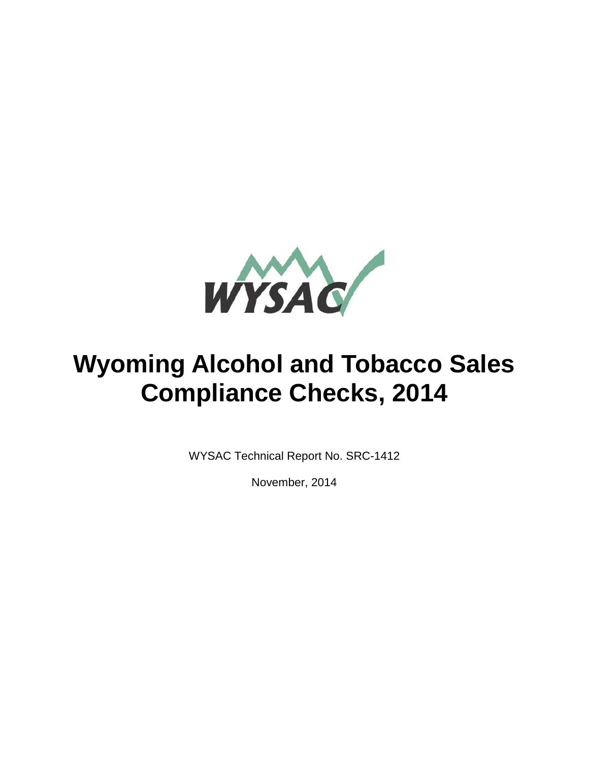# Wyoming Alcohol and Tobacco Sales Compliance Checks, 2014

WYSAC Technical Report No. SRC-1412

November, 2014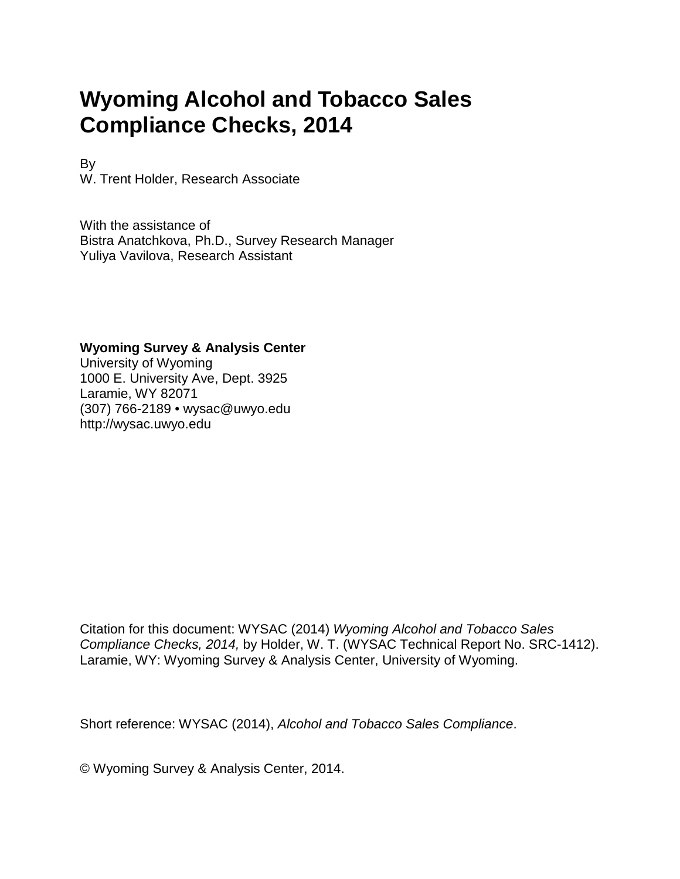# Wyoming Alcohol and Tobacco Sales Compliance Checks, 2014

By
W. Trent Holder, Research Associate

With the assistance of
Bistra Anatchkova, Ph.D., Survey Research Manager
Yuliya Vavilova, Research Assistant

**Wyoming Survey & Analysis Center**
University of Wyoming
1000 E. University Ave, Dept. 3925
Laramie, WY 82071
(307) 766-2189 • wysac@uwyo.edu
http://wysac.uwyo.edu

Citation for this document: WYSAC (2014) *Wyoming Alcohol and Tobacco Sales Compliance Checks, 2014,* by Holder, W. T. (WYSAC Technical Report No. SRC-1412). Laramie, WY: Wyoming Survey & Analysis Center, University of Wyoming.

Short reference: WYSAC (2014), *Alcohol and Tobacco Sales Compliance*.

© Wyoming Survey & Analysis Center, 2014.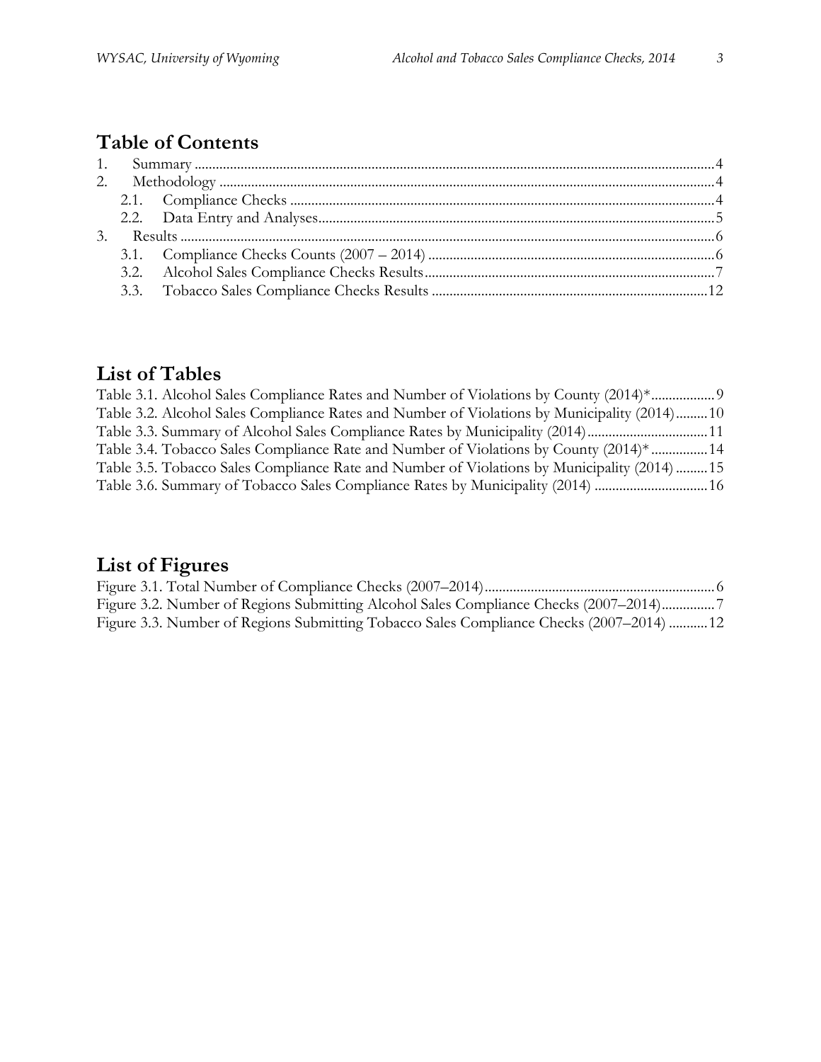## Table of Contents

1. Summary ....................................................................................................................................4
2. Methodology ...........................................................................................................................4
   - 2.1. Compliance Checks .......................................................................................................4
   - 2.2. Data Entry and Analyses...............................................................................................5
3. Results ......................................................................................................................................6
   - 3.1. Compliance Checks Counts (2007 – 2014) .................................................................6
   - 3.2. Alcohol Sales Compliance Checks Results..................................................................7
   - 3.3. Tobacco Sales Compliance Checks Results ..............................................................12

## List of Tables

Table 3.1. Alcohol Sales Compliance Rates and Number of Violations by County (2014)*..................9
Table 3.2. Alcohol Sales Compliance Rates and Number of Violations by Municipality (2014).........10
Table 3.3. Summary of Alcohol Sales Compliance Rates by Municipality (2014)..................................11
Table 3.4. Tobacco Sales Compliance Rate and Number of Violations by County (2014)*................14
Table 3.5. Tobacco Sales Compliance Rate and Number of Violations by Municipality (2014).........15
Table 3.6. Summary of Tobacco Sales Compliance Rates by Municipality (2014) ...............................16

## List of Figures

Figure 3.1. Total Number of Compliance Checks (2007–2014)................................................................6
Figure 3.2. Number of Regions Submitting Alcohol Sales Compliance Checks (2007–2014)...............7
Figure 3.3. Number of Regions Submitting Tobacco Sales Compliance Checks (2007–2014) ...........12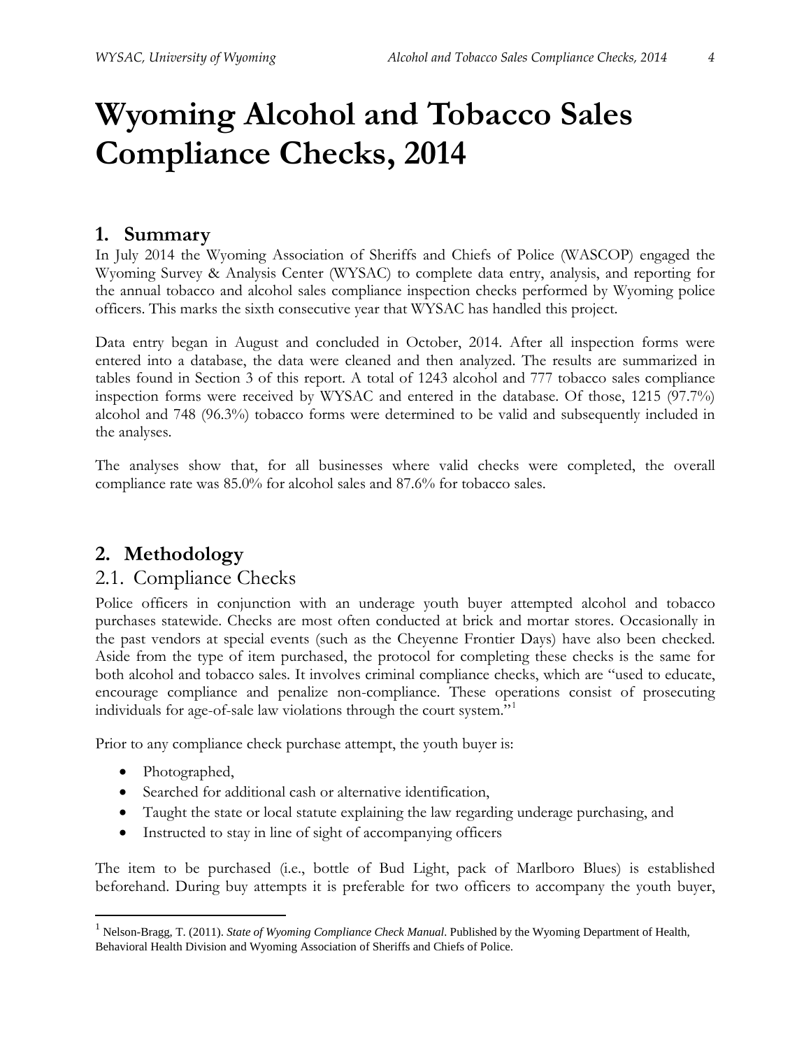# Wyoming Alcohol and Tobacco Sales Compliance Checks, 2014

## 1. Summary

In July 2014 the Wyoming Association of Sheriffs and Chiefs of Police (WASCOP) engaged the Wyoming Survey & Analysis Center (WYSAC) to complete data entry, analysis, and reporting for the annual tobacco and alcohol sales compliance inspection checks performed by Wyoming police officers. This marks the sixth consecutive year that WYSAC has handled this project.

Data entry began in August and concluded in October, 2014. After all inspection forms were entered into a database, the data were cleaned and then analyzed. The results are summarized in tables found in Section 3 of this report. A total of 1243 alcohol and 777 tobacco sales compliance inspection forms were received by WYSAC and entered in the database. Of those, 1215 (97.7%) alcohol and 748 (96.3%) tobacco forms were determined to be valid and subsequently included in the analyses.

The analyses show that, for all businesses where valid checks were completed, the overall compliance rate was 85.0% for alcohol sales and 87.6% for tobacco sales.

## 2. Methodology

### 2.1. Compliance Checks

Police officers in conjunction with an underage youth buyer attempted alcohol and tobacco purchases statewide. Checks are most often conducted at brick and mortar stores. Occasionally in the past vendors at special events (such as the Cheyenne Frontier Days) have also been checked. Aside from the type of item purchased, the protocol for completing these checks is the same for both alcohol and tobacco sales. It involves criminal compliance checks, which are "used to educate, encourage compliance and penalize non-compliance. These operations consist of prosecuting individuals for age-of-sale law violations through the court system."[1]

Prior to any compliance check purchase attempt, the youth buyer is:

- Photographed,
- Searched for additional cash or alternative identification,
- Taught the state or local statute explaining the law regarding underage purchasing, and
- Instructed to stay in line of sight of accompanying officers

The item to be purchased (i.e., bottle of Bud Light, pack of Marlboro Blues) is established beforehand. During buy attempts it is preferable for two officers to accompany the youth buyer,

[1] Nelson-Bragg, T. (2011). *State of Wyoming Compliance Check Manual*. Published by the Wyoming Department of Health, Behavioral Health Division and Wyoming Association of Sheriffs and Chiefs of Police.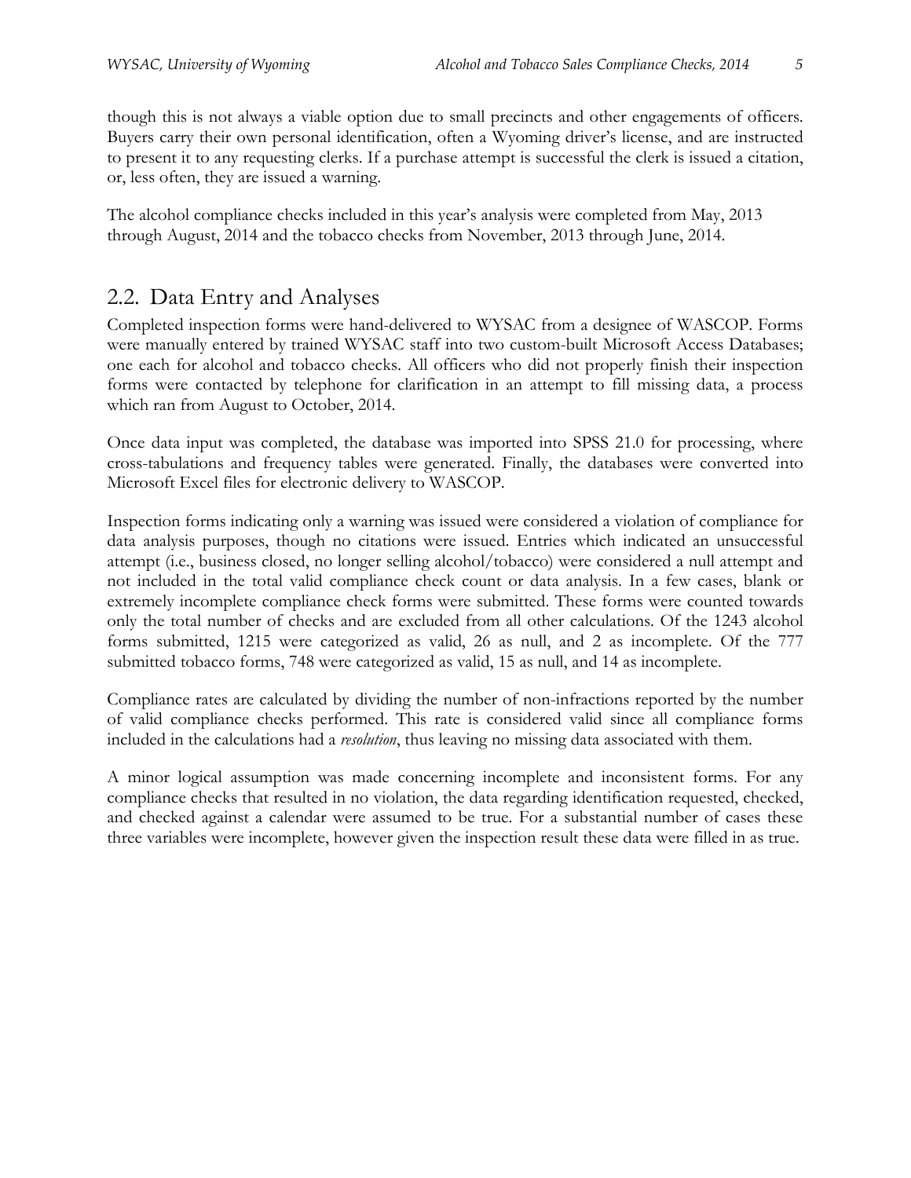though this is not always a viable option due to small precincts and other engagements of officers. Buyers carry their own personal identification, often a Wyoming driver's license, and are instructed to present it to any requesting clerks. If a purchase attempt is successful the clerk is issued a citation, or, less often, they are issued a warning.

The alcohol compliance checks included in this year's analysis were completed from May, 2013 through August, 2014 and the tobacco checks from November, 2013 through June, 2014.

## 2.2. Data Entry and Analyses

Completed inspection forms were hand-delivered to WYSAC from a designee of WASCOP. Forms were manually entered by trained WYSAC staff into two custom-built Microsoft Access Databases; one each for alcohol and tobacco checks. All officers who did not properly finish their inspection forms were contacted by telephone for clarification in an attempt to fill missing data, a process which ran from August to October, 2014.

Once data input was completed, the database was imported into SPSS 21.0 for processing, where cross-tabulations and frequency tables were generated. Finally, the databases were converted into Microsoft Excel files for electronic delivery to WASCOP.

Inspection forms indicating only a warning was issued were considered a violation of compliance for data analysis purposes, though no citations were issued. Entries which indicated an unsuccessful attempt (i.e., business closed, no longer selling alcohol/tobacco) were considered a null attempt and not included in the total valid compliance check count or data analysis. In a few cases, blank or extremely incomplete compliance check forms were submitted. These forms were counted towards only the total number of checks and are excluded from all other calculations. Of the 1243 alcohol forms submitted, 1215 were categorized as valid, 26 as null, and 2 as incomplete. Of the 777 submitted tobacco forms, 748 were categorized as valid, 15 as null, and 14 as incomplete.

Compliance rates are calculated by dividing the number of non-infractions reported by the number of valid compliance checks performed. This rate is considered valid since all compliance forms included in the calculations had a *resolution*, thus leaving no missing data associated with them.

A minor logical assumption was made concerning incomplete and inconsistent forms. For any compliance checks that resulted in no violation, the data regarding identification requested, checked, and checked against a calendar were assumed to be true. For a substantial number of cases these three variables were incomplete, however given the inspection result these data were filled in as true.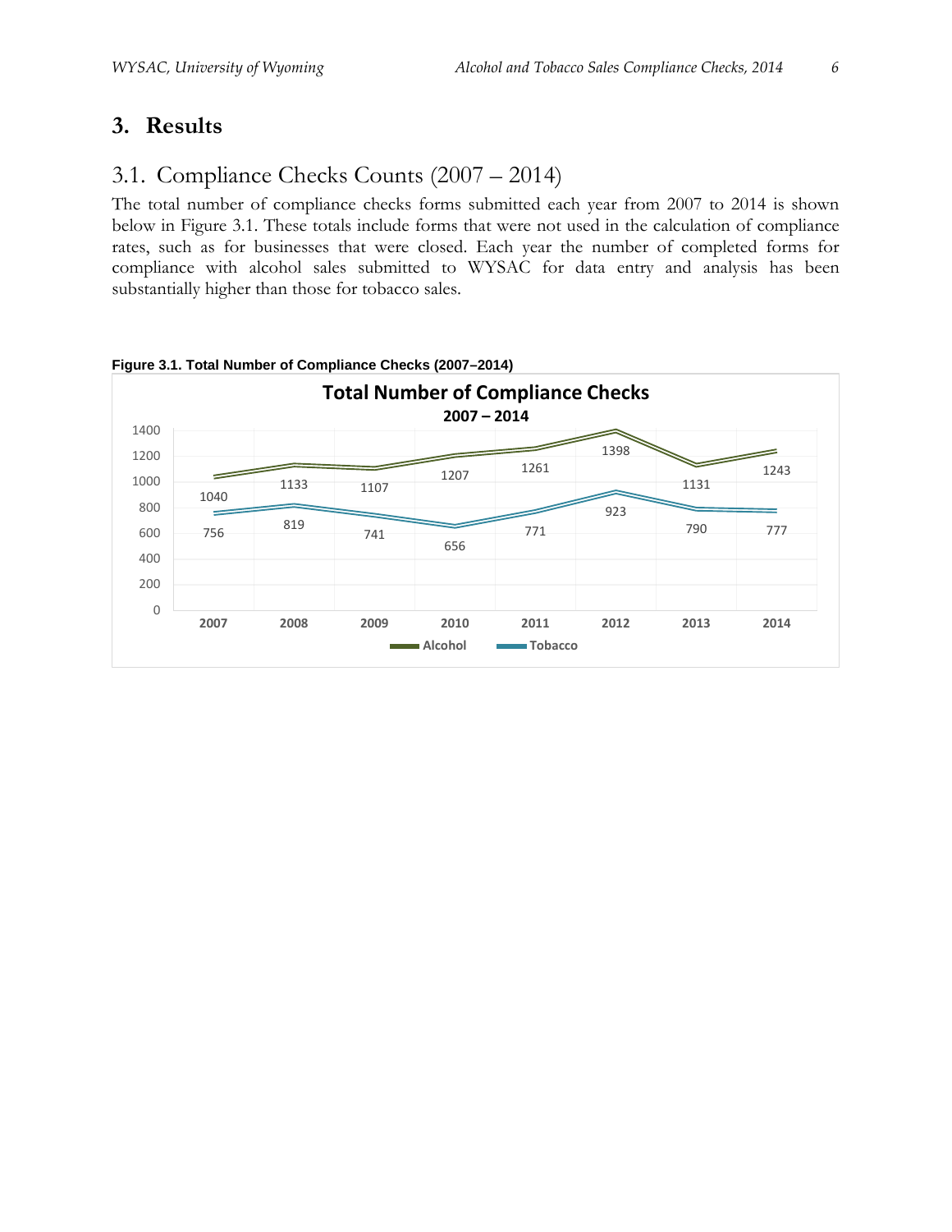# 3. Results

## 3.1. Compliance Checks Counts (2007 – 2014)

The total number of compliance checks forms submitted each year from 2007 to 2014 is shown below in Figure 3.1. These totals include forms that were not used in the calculation of compliance rates, such as for businesses that were closed. Each year the number of completed forms for compliance with alcohol sales submitted to WYSAC for data entry and analysis has been substantially higher than those for tobacco sales.

**Figure 3.1. Total Number of Compliance Checks (2007–2014)**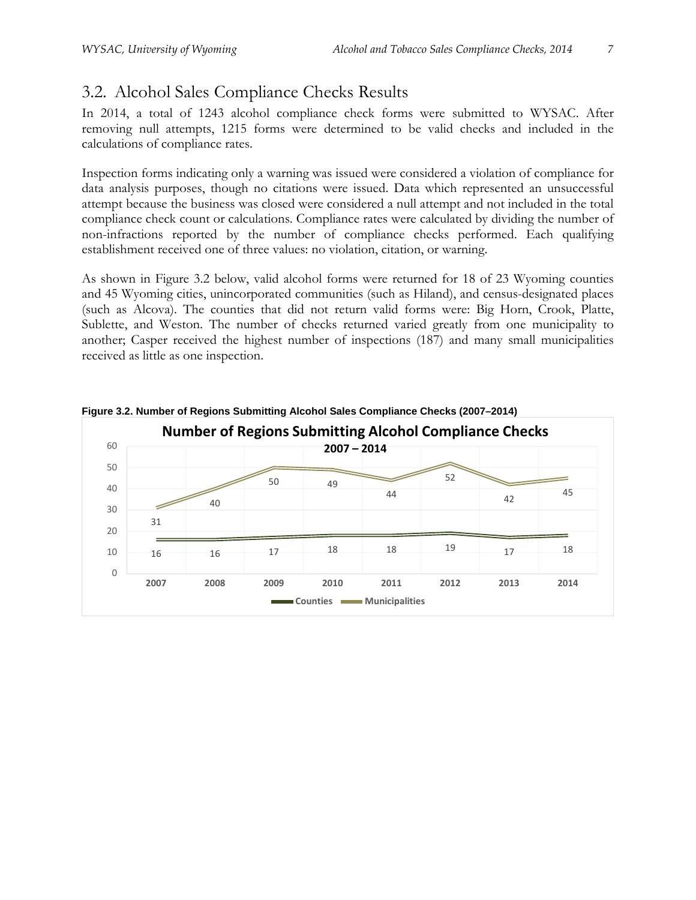## 3.2. Alcohol Sales Compliance Checks Results

In 2014, a total of 1243 alcohol compliance check forms were submitted to WYSAC. After removing null attempts, 1215 forms were determined to be valid checks and included in the calculations of compliance rates.

Inspection forms indicating only a warning was issued were considered a violation of compliance for data analysis purposes, though no citations were issued. Data which represented an unsuccessful attempt because the business was closed were considered a null attempt and not included in the total compliance check count or calculations. Compliance rates were calculated by dividing the number of non-infractions reported by the number of compliance checks performed. Each qualifying establishment received one of three values: no violation, citation, or warning.

As shown in Figure 3.2 below, valid alcohol forms were returned for 18 of 23 Wyoming counties and 45 Wyoming cities, unincorporated communities (such as Hiland), and census-designated places (such as Alcova). The counties that did not return valid forms were: Big Horn, Crook, Platte, Sublette, and Weston. The number of checks returned varied greatly from one municipality to another; Casper received the highest number of inspections (187) and many small municipalities received as little as one inspection.

**Figure 3.2. Number of Regions Submitting Alcohol Sales Compliance Checks (2007–2014)**

**Number of Regions Submitting Alcohol Compliance Checks 2007 – 2014**

| | 2007 | 2008 | 2009 | 2010 | 2011 | 2012 | 2013 | 2014 |
|---|---|---|---|---|---|---|---|---|
| Counties | 16 | 16 | 17 | 18 | 18 | 19 | 17 | 18 |
| Municipalities | 31 | 40 | 50 | 49 | 44 | 52 | 42 | 45 |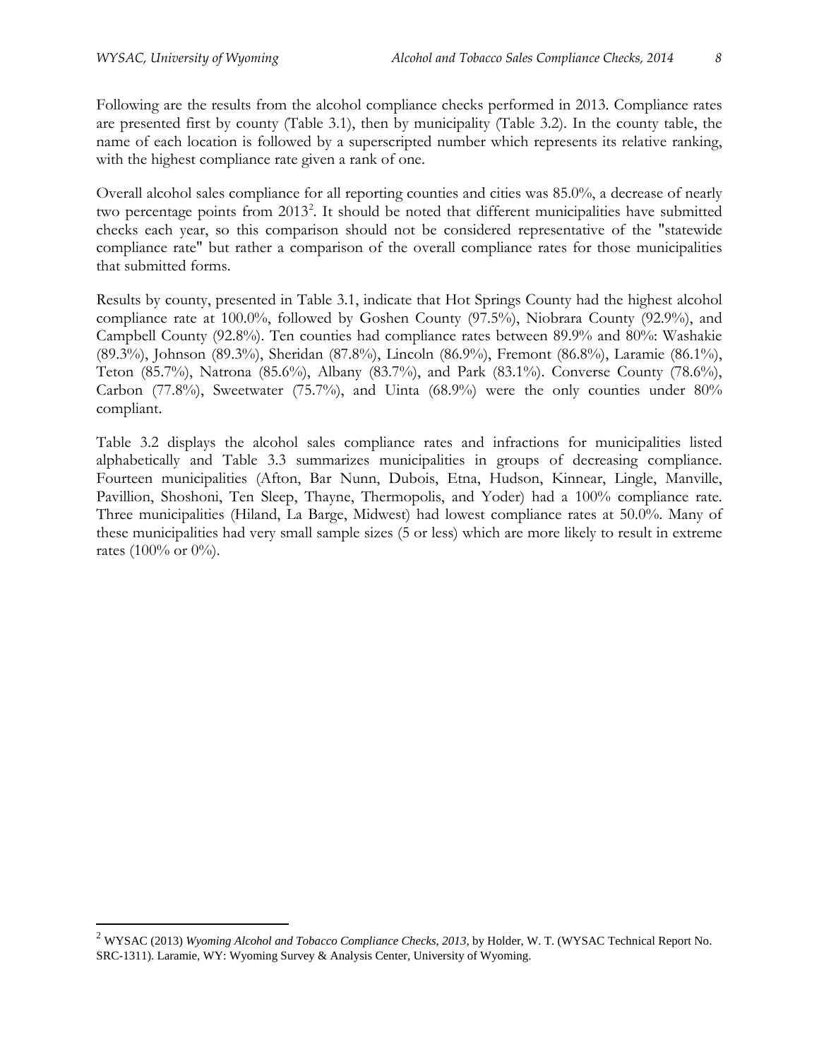Following are the results from the alcohol compliance checks performed in 2013. Compliance rates are presented first by county (Table 3.1), then by municipality (Table 3.2). In the county table, the name of each location is followed by a superscripted number which represents its relative ranking, with the highest compliance rate given a rank of one.

Overall alcohol sales compliance for all reporting counties and cities was 85.0%, a decrease of nearly two percentage points from 2013[2]. It should be noted that different municipalities have submitted checks each year, so this comparison should not be considered representative of the "statewide compliance rate" but rather a comparison of the overall compliance rates for those municipalities that submitted forms.

Results by county, presented in Table 3.1, indicate that Hot Springs County had the highest alcohol compliance rate at 100.0%, followed by Goshen County (97.5%), Niobrara County (92.9%), and Campbell County (92.8%). Ten counties had compliance rates between 89.9% and 80%: Washakie (89.3%), Johnson (89.3%), Sheridan (87.8%), Lincoln (86.9%), Fremont (86.8%), Laramie (86.1%), Teton (85.7%), Natrona (85.6%), Albany (83.7%), and Park (83.1%). Converse County (78.6%), Carbon (77.8%), Sweetwater (75.7%), and Uinta (68.9%) were the only counties under 80% compliant.

Table 3.2 displays the alcohol sales compliance rates and infractions for municipalities listed alphabetically and Table 3.3 summarizes municipalities in groups of decreasing compliance. Fourteen municipalities (Afton, Bar Nunn, Dubois, Etna, Hudson, Kinnear, Lingle, Manville, Pavillion, Shoshoni, Ten Sleep, Thayne, Thermopolis, and Yoder) had a 100% compliance rate. Three municipalities (Hiland, La Barge, Midwest) had lowest compliance rates at 50.0%. Many of these municipalities had very small sample sizes (5 or less) which are more likely to result in extreme rates (100% or 0%).

---

[2] WYSAC (2013) *Wyoming Alcohol and Tobacco Compliance Checks, 2013,* by Holder, W. T. (WYSAC Technical Report No. SRC-1311). Laramie, WY: Wyoming Survey & Analysis Center, University of Wyoming.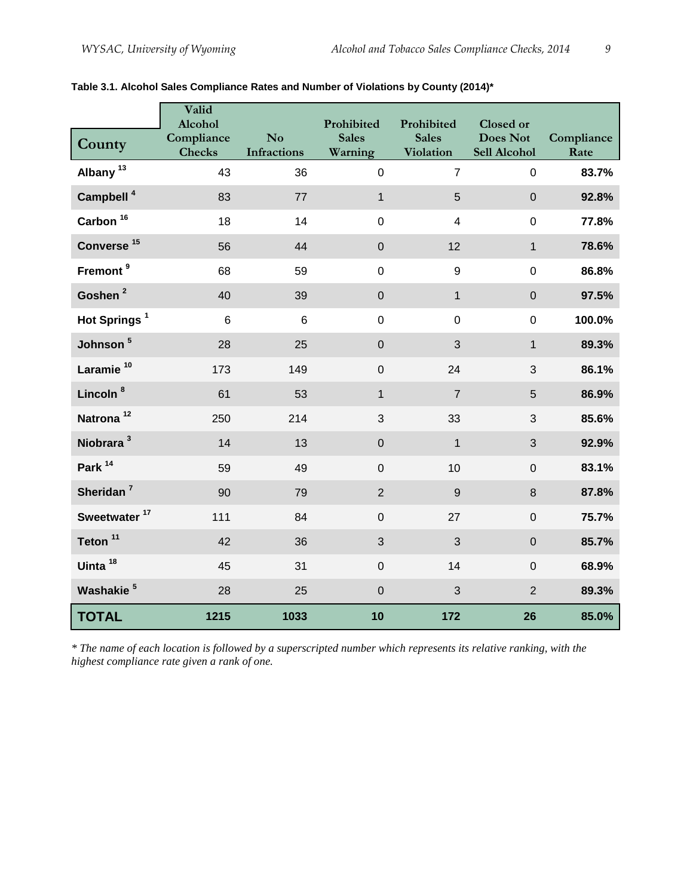**Table 3.1. Alcohol Sales Compliance Rates and Number of Violations by County (2014)***

| County | Valid Alcohol Compliance Checks | No Infractions | Prohibited Sales Warning | Prohibited Sales Violation | Closed or Does Not Sell Alcohol | Compliance Rate |
|---|---|---|---|---|---|---|
| **Albany** [13] | 43 | 36 | 0 | 7 | 0 | **83.7%** |
| **Campbell** [4] | 83 | 77 | 1 | 5 | 0 | **92.8%** |
| **Carbon** [16] | 18 | 14 | 0 | 4 | 0 | **77.8%** |
| **Converse** [15] | 56 | 44 | 0 | 12 | 1 | **78.6%** |
| **Fremont** [9] | 68 | 59 | 0 | 9 | 0 | **86.8%** |
| **Goshen** [2] | 40 | 39 | 0 | 1 | 0 | **97.5%** |
| **Hot Springs** [1] | 6 | 6 | 0 | 0 | 0 | **100.0%** |
| **Johnson** [5] | 28 | 25 | 0 | 3 | 1 | **89.3%** |
| **Laramie** [10] | 173 | 149 | 0 | 24 | 3 | **86.1%** |
| **Lincoln** [8] | 61 | 53 | 1 | 7 | 5 | **86.9%** |
| **Natrona** [12] | 250 | 214 | 3 | 33 | 3 | **85.6%** |
| **Niobrara** [3] | 14 | 13 | 0 | 1 | 3 | **92.9%** |
| **Park** [14] | 59 | 49 | 0 | 10 | 0 | **83.1%** |
| **Sheridan** [7] | 90 | 79 | 2 | 9 | 8 | **87.8%** |
| **Sweetwater** [17] | 111 | 84 | 0 | 27 | 0 | **75.7%** |
| **Teton** [11] | 42 | 36 | 3 | 3 | 0 | **85.7%** |
| **Uinta** [18] | 45 | 31 | 0 | 14 | 0 | **68.9%** |
| **Washakie** [5] | 28 | 25 | 0 | 3 | 2 | **89.3%** |
| **TOTAL** | **1215** | **1033** | **10** | **172** | **26** | **85.0%** |

*\* The name of each location is followed by a superscripted number which represents its relative ranking, with the highest compliance rate given a rank of one.*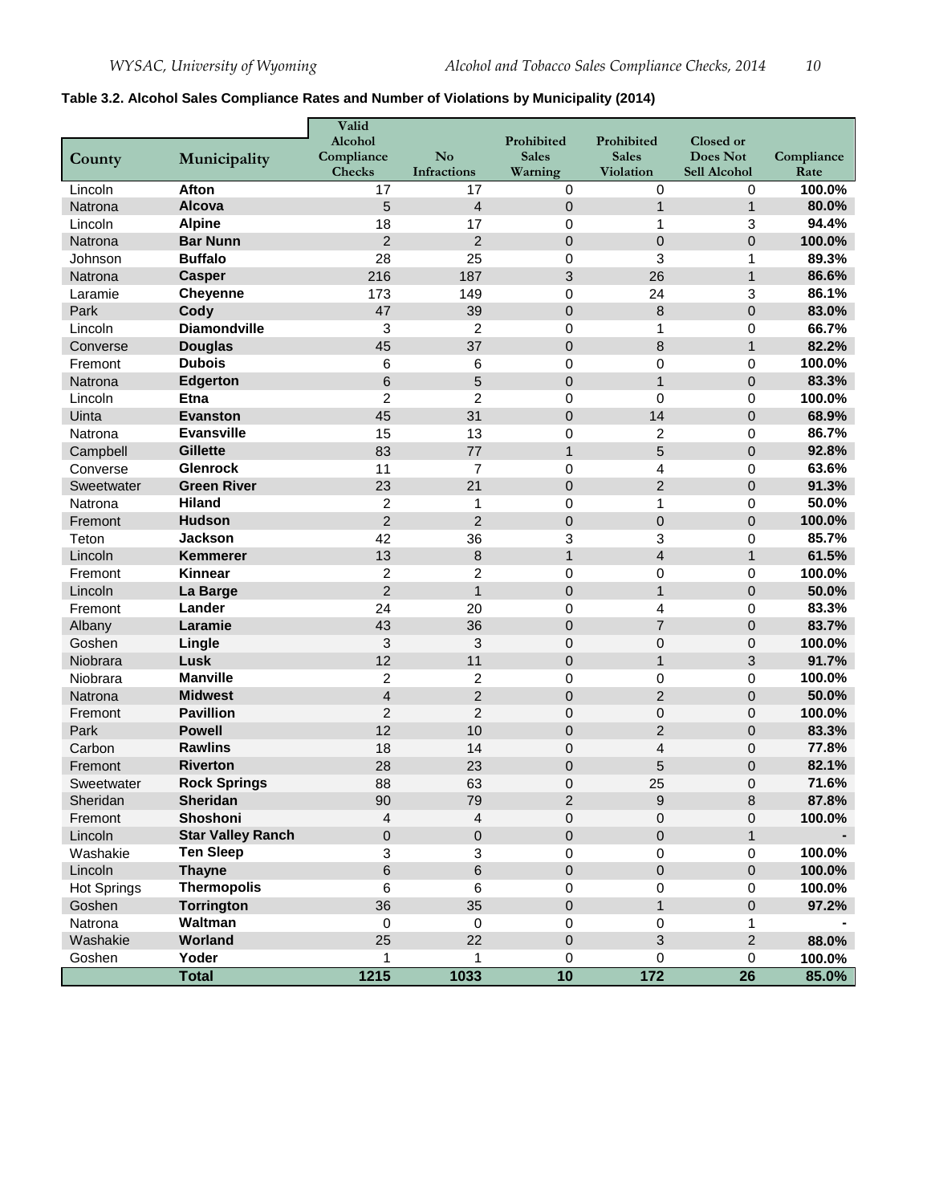**Table 3.2. Alcohol Sales Compliance Rates and Number of Violations by Municipality (2014)**

| County | Municipality | Valid Alcohol Compliance Checks | No Infractions | Prohibited Sales Warning | Prohibited Sales Violation | Closed or Does Not Sell Alcohol | Compliance Rate |
|---|---|---|---|---|---|---|---|
| Lincoln | **Afton** | 17 | 17 | 0 | 0 | 0 | **100.0%** |
| Natrona | **Alcova** | 5 | 4 | 0 | 1 | 1 | **80.0%** |
| Lincoln | **Alpine** | 18 | 17 | 0 | 1 | 3 | **94.4%** |
| Natrona | **Bar Nunn** | 2 | 2 | 0 | 0 | 0 | **100.0%** |
| Johnson | **Buffalo** | 28 | 25 | 0 | 3 | 1 | **89.3%** |
| Natrona | **Casper** | 216 | 187 | 3 | 26 | 1 | **86.6%** |
| Laramie | **Cheyenne** | 173 | 149 | 0 | 24 | 3 | **86.1%** |
| Park | **Cody** | 47 | 39 | 0 | 8 | 0 | **83.0%** |
| Lincoln | **Diamondville** | 3 | 2 | 0 | 1 | 0 | **66.7%** |
| Converse | **Douglas** | 45 | 37 | 0 | 8 | 1 | **82.2%** |
| Fremont | **Dubois** | 6 | 6 | 0 | 0 | 0 | **100.0%** |
| Natrona | **Edgerton** | 6 | 5 | 0 | 1 | 0 | **83.3%** |
| Lincoln | **Etna** | 2 | 2 | 0 | 0 | 0 | **100.0%** |
| Uinta | **Evanston** | 45 | 31 | 0 | 14 | 0 | **68.9%** |
| Natrona | **Evansville** | 15 | 13 | 0 | 2 | 0 | **86.7%** |
| Campbell | **Gillette** | 83 | 77 | 1 | 5 | 0 | **92.8%** |
| Converse | **Glenrock** | 11 | 7 | 0 | 4 | 0 | **63.6%** |
| Sweetwater | **Green River** | 23 | 21 | 0 | 2 | 0 | **91.3%** |
| Natrona | **Hiland** | 2 | 1 | 0 | 1 | 0 | **50.0%** |
| Fremont | **Hudson** | 2 | 2 | 0 | 0 | 0 | **100.0%** |
| Teton | **Jackson** | 42 | 36 | 3 | 3 | 0 | **85.7%** |
| Lincoln | **Kemmerer** | 13 | 8 | 1 | 4 | 1 | **61.5%** |
| Fremont | **Kinnear** | 2 | 2 | 0 | 0 | 0 | **100.0%** |
| Lincoln | **La Barge** | 2 | 1 | 0 | 1 | 0 | **50.0%** |
| Fremont | **Lander** | 24 | 20 | 0 | 4 | 0 | **83.3%** |
| Albany | **Laramie** | 43 | 36 | 0 | 7 | 0 | **83.7%** |
| Goshen | **Lingle** | 3 | 3 | 0 | 0 | 0 | **100.0%** |
| Niobrara | **Lusk** | 12 | 11 | 0 | 1 | 3 | **91.7%** |
| Niobrara | **Manville** | 2 | 2 | 0 | 0 | 0 | **100.0%** |
| Natrona | **Midwest** | 4 | 2 | 0 | 2 | 0 | **50.0%** |
| Fremont | **Pavillion** | 2 | 2 | 0 | 0 | 0 | **100.0%** |
| Park | **Powell** | 12 | 10 | 0 | 2 | 0 | **83.3%** |
| Carbon | **Rawlins** | 18 | 14 | 0 | 4 | 0 | **77.8%** |
| Fremont | **Riverton** | 28 | 23 | 0 | 5 | 0 | **82.1%** |
| Sweetwater | **Rock Springs** | 88 | 63 | 0 | 25 | 0 | **71.6%** |
| Sheridan | **Sheridan** | 90 | 79 | 2 | 9 | 8 | **87.8%** |
| Fremont | **Shoshoni** | 4 | 4 | 0 | 0 | 0 | **100.0%** |
| Lincoln | **Star Valley Ranch** | 0 | 0 | 0 | 0 | 1 | **-** |
| Washakie | **Ten Sleep** | 3 | 3 | 0 | 0 | 0 | **100.0%** |
| Lincoln | **Thayne** | 6 | 6 | 0 | 0 | 0 | **100.0%** |
| Hot Springs | **Thermopolis** | 6 | 6 | 0 | 0 | 0 | **100.0%** |
| Goshen | **Torrington** | 36 | 35 | 0 | 1 | 0 | **97.2%** |
| Natrona | **Waltman** | 0 | 0 | 0 | 0 | 1 | **-** |
| Washakie | **Worland** | 25 | 22 | 0 | 3 | 2 | **88.0%** |
| Goshen | **Yoder** | 1 | 1 | 0 | 0 | 0 | **100.0%** |
| | **Total** | **1215** | **1033** | **10** | **172** | **26** | **85.0%** |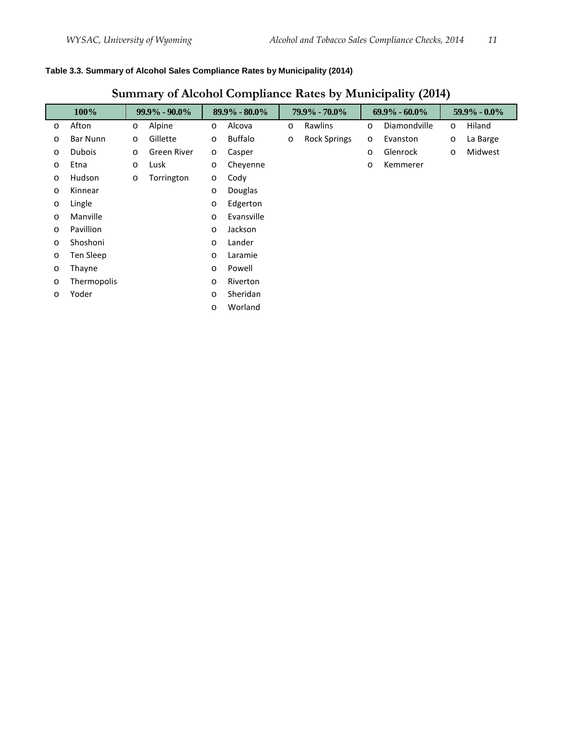**Table 3.3. Summary of Alcohol Sales Compliance Rates by Municipality (2014)**

## Summary of Alcohol Compliance Rates by Municipality (2014)

| 100% | 99.9% - 90.0% | 89.9% - 80.0% | 79.9% - 70.0% | 69.9% - 60.0% | 59.9% - 0.0% |
|---|---|---|---|---|---|
| Afton | Alpine | Alcova | Rawlins | Diamondville | Hiland |
| Bar Nunn | Gillette | Buffalo | Rock Springs | Evanston | La Barge |
| Dubois | Green River | Casper | | Glenrock | Midwest |
| Etna | Lusk | Cheyenne | | Kemmerer | |
| Hudson | Torrington | Cody | | | |
| Kinnear | | Douglas | | | |
| Lingle | | Edgerton | | | |
| Manville | | Evansville | | | |
| Pavillion | | Jackson | | | |
| Shoshoni | | Lander | | | |
| Ten Sleep | | Laramie | | | |
| Thayne | | Powell | | | |
| Thermopolis | | Riverton | | | |
| Yoder | | Sheridan | | | |
| | | Worland | | | |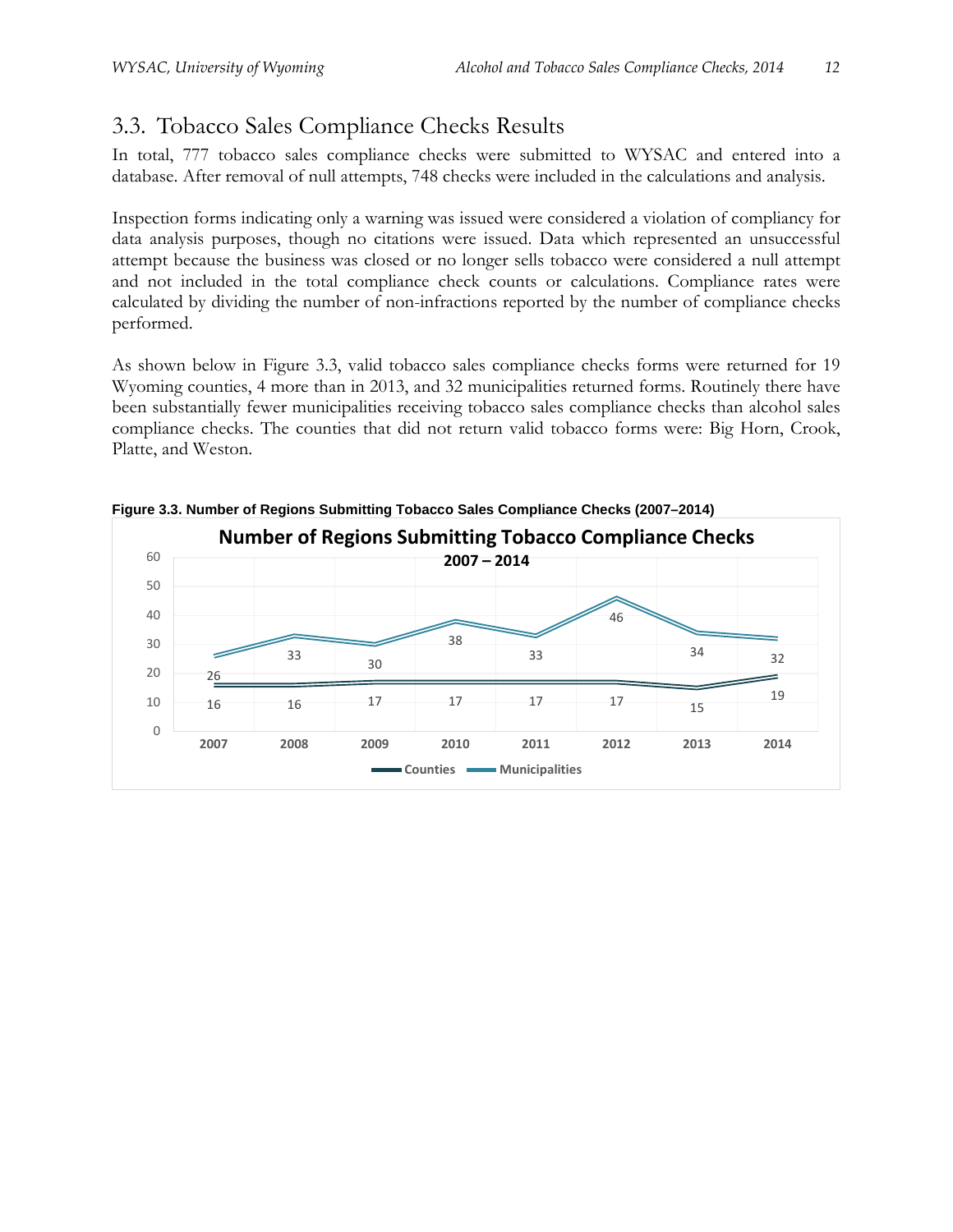## 3.3. Tobacco Sales Compliance Checks Results

In total, 777 tobacco sales compliance checks were submitted to WYSAC and entered into a database. After removal of null attempts, 748 checks were included in the calculations and analysis.

Inspection forms indicating only a warning was issued were considered a violation of compliancy for data analysis purposes, though no citations were issued. Data which represented an unsuccessful attempt because the business was closed or no longer sells tobacco were considered a null attempt and not included in the total compliance check counts or calculations. Compliance rates were calculated by dividing the number of non-infractions reported by the number of compliance checks performed.

As shown below in Figure 3.3, valid tobacco sales compliance checks forms were returned for 19 Wyoming counties, 4 more than in 2013, and 32 municipalities returned forms. Routinely there have been substantially fewer municipalities receiving tobacco sales compliance checks than alcohol sales compliance checks. The counties that did not return valid tobacco forms were: Big Horn, Crook, Platte, and Weston.

**Figure 3.3. Number of Regions Submitting Tobacco Sales Compliance Checks (2007–2014)**

**Number of Regions Submitting Tobacco Compliance Checks 2007 – 2014**

| Year | Counties | Municipalities |
|---|---|---|
| 2007 | 16 | 26 |
| 2008 | 16 | 33 |
| 2009 | 17 | 30 |
| 2010 | 17 | 38 |
| 2011 | 17 | 33 |
| 2012 | 17 | 46 |
| 2013 | 15 | 34 |
| 2014 | 19 | 32 |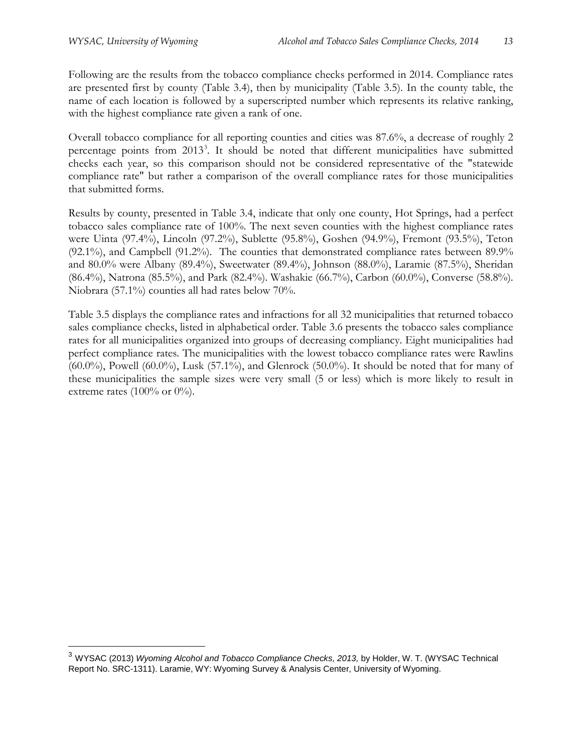Following are the results from the tobacco compliance checks performed in 2014. Compliance rates are presented first by county (Table 3.4), then by municipality (Table 3.5). In the county table, the name of each location is followed by a superscripted number which represents its relative ranking, with the highest compliance rate given a rank of one.

Overall tobacco compliance for all reporting counties and cities was 87.6%, a decrease of roughly 2 percentage points from 2013[3]. It should be noted that different municipalities have submitted checks each year, so this comparison should not be considered representative of the "statewide compliance rate" but rather a comparison of the overall compliance rates for those municipalities that submitted forms.

Results by county, presented in Table 3.4, indicate that only one county, Hot Springs, had a perfect tobacco sales compliance rate of 100%. The next seven counties with the highest compliance rates were Uinta (97.4%), Lincoln (97.2%), Sublette (95.8%), Goshen (94.9%), Fremont (93.5%), Teton (92.1%), and Campbell (91.2%). The counties that demonstrated compliance rates between 89.9% and 80.0% were Albany (89.4%), Sweetwater (89.4%), Johnson (88.0%), Laramie (87.5%), Sheridan (86.4%), Natrona (85.5%), and Park (82.4%). Washakie (66.7%), Carbon (60.0%), Converse (58.8%). Niobrara (57.1%) counties all had rates below 70%.

Table 3.5 displays the compliance rates and infractions for all 32 municipalities that returned tobacco sales compliance checks, listed in alphabetical order. Table 3.6 presents the tobacco sales compliance rates for all municipalities organized into groups of decreasing compliancy. Eight municipalities had perfect compliance rates. The municipalities with the lowest tobacco compliance rates were Rawlins (60.0%), Powell (60.0%), Lusk (57.1%), and Glenrock (50.0%). It should be noted that for many of these municipalities the sample sizes were very small (5 or less) which is more likely to result in extreme rates (100% or 0%).

[3] WYSAC (2013) *Wyoming Alcohol and Tobacco Compliance Checks, 2013,* by Holder, W. T. (WYSAC Technical Report No. SRC-1311). Laramie, WY: Wyoming Survey & Analysis Center, University of Wyoming.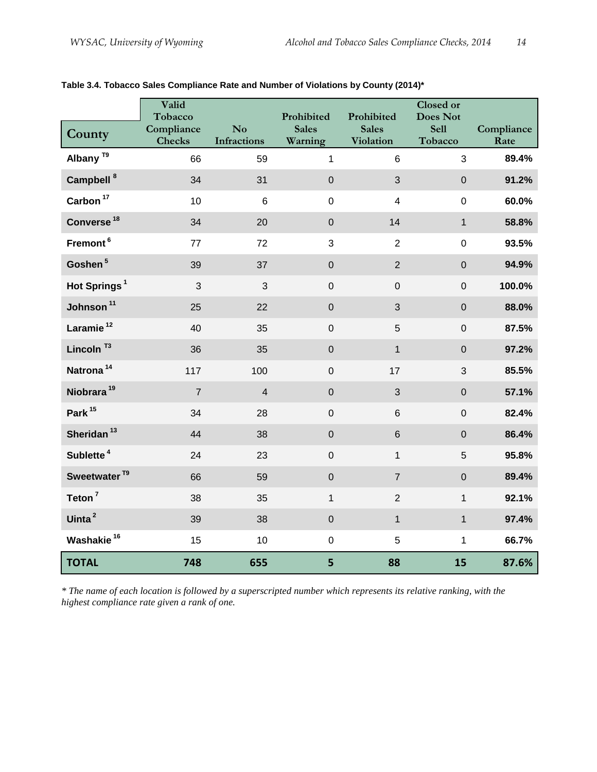**Table 3.4. Tobacco Sales Compliance Rate and Number of Violations by County (2014)***

| County | Valid Tobacco Compliance Checks | No Infractions | Prohibited Sales Warning | Prohibited Sales Violation | Closed or Does Not Sell Tobacco | Compliance Rate |
|---|---|---|---|---|---|---|
| **Albany** [T9] | 66 | 59 | 1 | 6 | 3 | **89.4%** |
| **Campbell** [8] | 34 | 31 | 0 | 3 | 0 | **91.2%** |
| **Carbon** [17] | 10 | 6 | 0 | 4 | 0 | **60.0%** |
| **Converse** [18] | 34 | 20 | 0 | 14 | 1 | **58.8%** |
| **Fremont** [6] | 77 | 72 | 3 | 2 | 0 | **93.5%** |
| **Goshen** [5] | 39 | 37 | 0 | 2 | 0 | **94.9%** |
| **Hot Springs** [1] | 3 | 3 | 0 | 0 | 0 | **100.0%** |
| **Johnson** [11] | 25 | 22 | 0 | 3 | 0 | **88.0%** |
| **Laramie** [12] | 40 | 35 | 0 | 5 | 0 | **87.5%** |
| **Lincoln** [T3] | 36 | 35 | 0 | 1 | 0 | **97.2%** |
| **Natrona** [14] | 117 | 100 | 0 | 17 | 3 | **85.5%** |
| **Niobrara** [19] | 7 | 4 | 0 | 3 | 0 | **57.1%** |
| **Park** [15] | 34 | 28 | 0 | 6 | 0 | **82.4%** |
| **Sheridan** [13] | 44 | 38 | 0 | 6 | 0 | **86.4%** |
| **Sublette** [4] | 24 | 23 | 0 | 1 | 5 | **95.8%** |
| **Sweetwater** [T9] | 66 | 59 | 0 | 7 | 0 | **89.4%** |
| **Teton** [7] | 38 | 35 | 1 | 2 | 1 | **92.1%** |
| **Uinta** [2] | 39 | 38 | 0 | 1 | 1 | **97.4%** |
| **Washakie** [16] | 15 | 10 | 0 | 5 | 1 | **66.7%** |
| **TOTAL** | **748** | **655** | **5** | **88** | **15** | **87.6%** |

*\* The name of each location is followed by a superscripted number which represents its relative ranking, with the highest compliance rate given a rank of one.*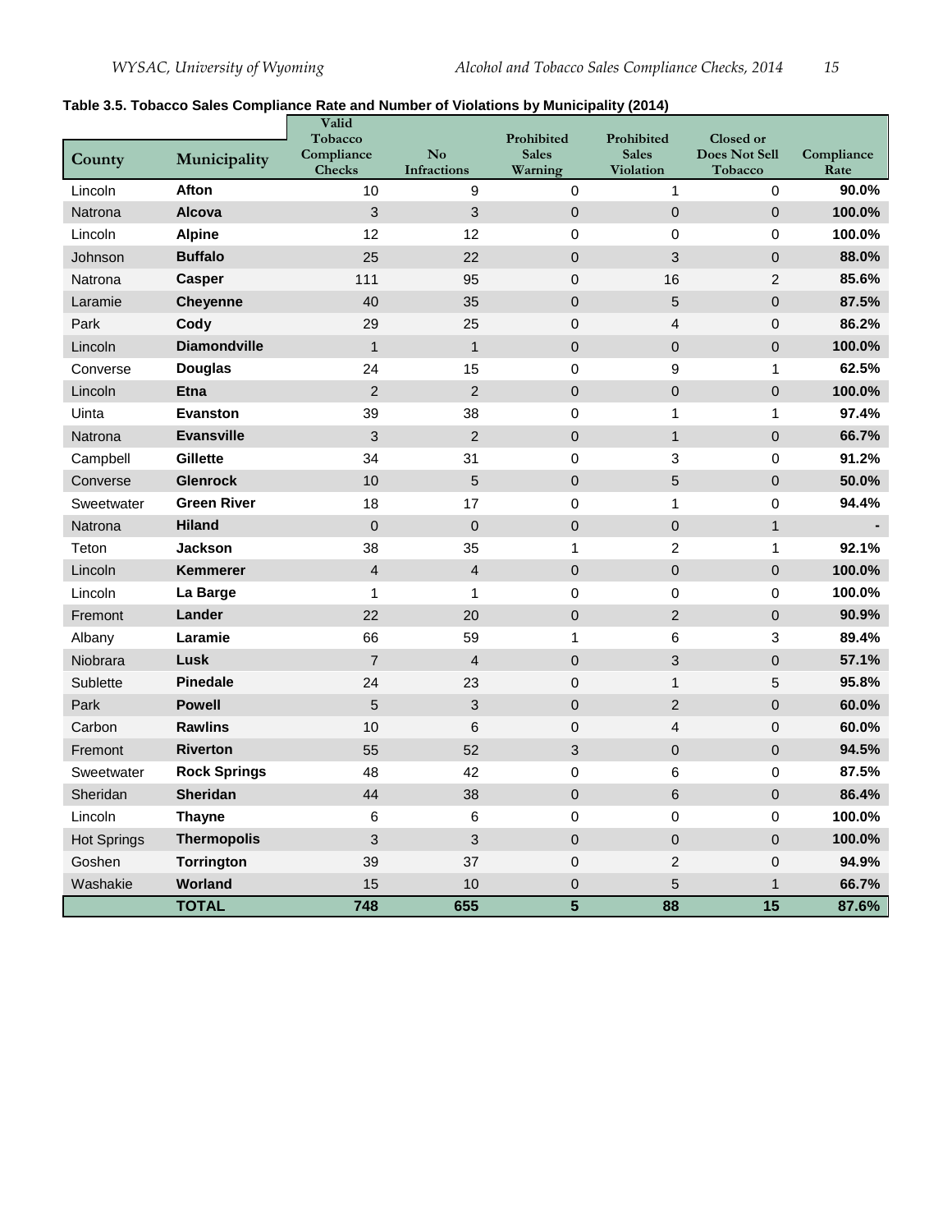**Table 3.5. Tobacco Sales Compliance Rate and Number of Violations by Municipality (2014)**

| County | Municipality | Valid Tobacco Compliance Checks | No Infractions | Prohibited Sales Warning | Prohibited Sales Violation | Closed or Does Not Sell Tobacco | Compliance Rate |
|---|---|---|---|---|---|---|---|
| Lincoln | **Afton** | 10 | 9 | 0 | 1 | 0 | **90.0%** |
| Natrona | **Alcova** | 3 | 3 | 0 | 0 | 0 | **100.0%** |
| Lincoln | **Alpine** | 12 | 12 | 0 | 0 | 0 | **100.0%** |
| Johnson | **Buffalo** | 25 | 22 | 0 | 3 | 0 | **88.0%** |
| Natrona | **Casper** | 111 | 95 | 0 | 16 | 2 | **85.6%** |
| Laramie | **Cheyenne** | 40 | 35 | 0 | 5 | 0 | **87.5%** |
| Park | **Cody** | 29 | 25 | 0 | 4 | 0 | **86.2%** |
| Lincoln | **Diamondville** | 1 | 1 | 0 | 0 | 0 | **100.0%** |
| Converse | **Douglas** | 24 | 15 | 0 | 9 | 1 | **62.5%** |
| Lincoln | **Etna** | 2 | 2 | 0 | 0 | 0 | **100.0%** |
| Uinta | **Evanston** | 39 | 38 | 0 | 1 | 1 | **97.4%** |
| Natrona | **Evansville** | 3 | 2 | 0 | 1 | 0 | **66.7%** |
| Campbell | **Gillette** | 34 | 31 | 0 | 3 | 0 | **91.2%** |
| Converse | **Glenrock** | 10 | 5 | 0 | 5 | 0 | **50.0%** |
| Sweetwater | **Green River** | 18 | 17 | 0 | 1 | 0 | **94.4%** |
| Natrona | **Hiland** | 0 | 0 | 0 | 0 | 1 | **-** |
| Teton | **Jackson** | 38 | 35 | 1 | 2 | 1 | **92.1%** |
| Lincoln | **Kemmerer** | 4 | 4 | 0 | 0 | 0 | **100.0%** |
| Lincoln | **La Barge** | 1 | 1 | 0 | 0 | 0 | **100.0%** |
| Fremont | **Lander** | 22 | 20 | 0 | 2 | 0 | **90.9%** |
| Albany | **Laramie** | 66 | 59 | 1 | 6 | 3 | **89.4%** |
| Niobrara | **Lusk** | 7 | 4 | 0 | 3 | 0 | **57.1%** |
| Sublette | **Pinedale** | 24 | 23 | 0 | 1 | 5 | **95.8%** |
| Park | **Powell** | 5 | 3 | 0 | 2 | 0 | **60.0%** |
| Carbon | **Rawlins** | 10 | 6 | 0 | 4 | 0 | **60.0%** |
| Fremont | **Riverton** | 55 | 52 | 3 | 0 | 0 | **94.5%** |
| Sweetwater | **Rock Springs** | 48 | 42 | 0 | 6 | 0 | **87.5%** |
| Sheridan | **Sheridan** | 44 | 38 | 0 | 6 | 0 | **86.4%** |
| Lincoln | **Thayne** | 6 | 6 | 0 | 0 | 0 | **100.0%** |
| Hot Springs | **Thermopolis** | 3 | 3 | 0 | 0 | 0 | **100.0%** |
| Goshen | **Torrington** | 39 | 37 | 0 | 2 | 0 | **94.9%** |
| Washakie | **Worland** | 15 | 10 | 0 | 5 | 1 | **66.7%** |
| | **TOTAL** | **748** | **655** | **5** | **88** | **15** | **87.6%** |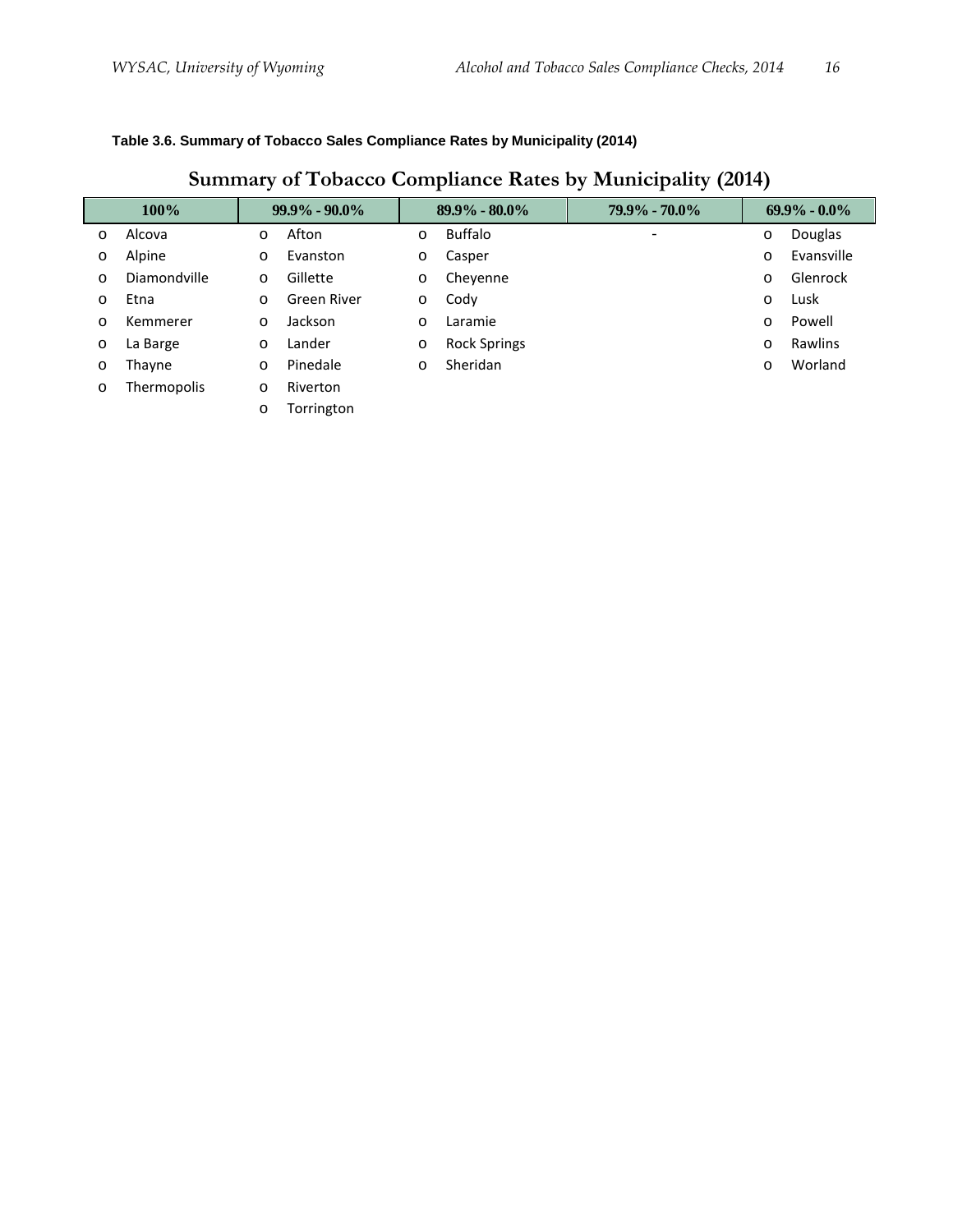**Table 3.6. Summary of Tobacco Sales Compliance Rates by Municipality (2014)**

## Summary of Tobacco Compliance Rates by Municipality (2014)

| 100% | 99.9% - 90.0% | 89.9% - 80.0% | 79.9% - 70.0% | 69.9% - 0.0% |
|---|---|---|---|---|
| Alcova | Afton | Buffalo | - | Douglas |
| Alpine | Evanston | Casper | | Evansville |
| Diamondville | Gillette | Cheyenne | | Glenrock |
| Etna | Green River | Cody | | Lusk |
| Kemmerer | Jackson | Laramie | | Powell |
| La Barge | Lander | Rock Springs | | Rawlins |
| Thayne | Pinedale | Sheridan | | Worland |
| Thermopolis | Riverton | | | |
| | Torrington | | | |